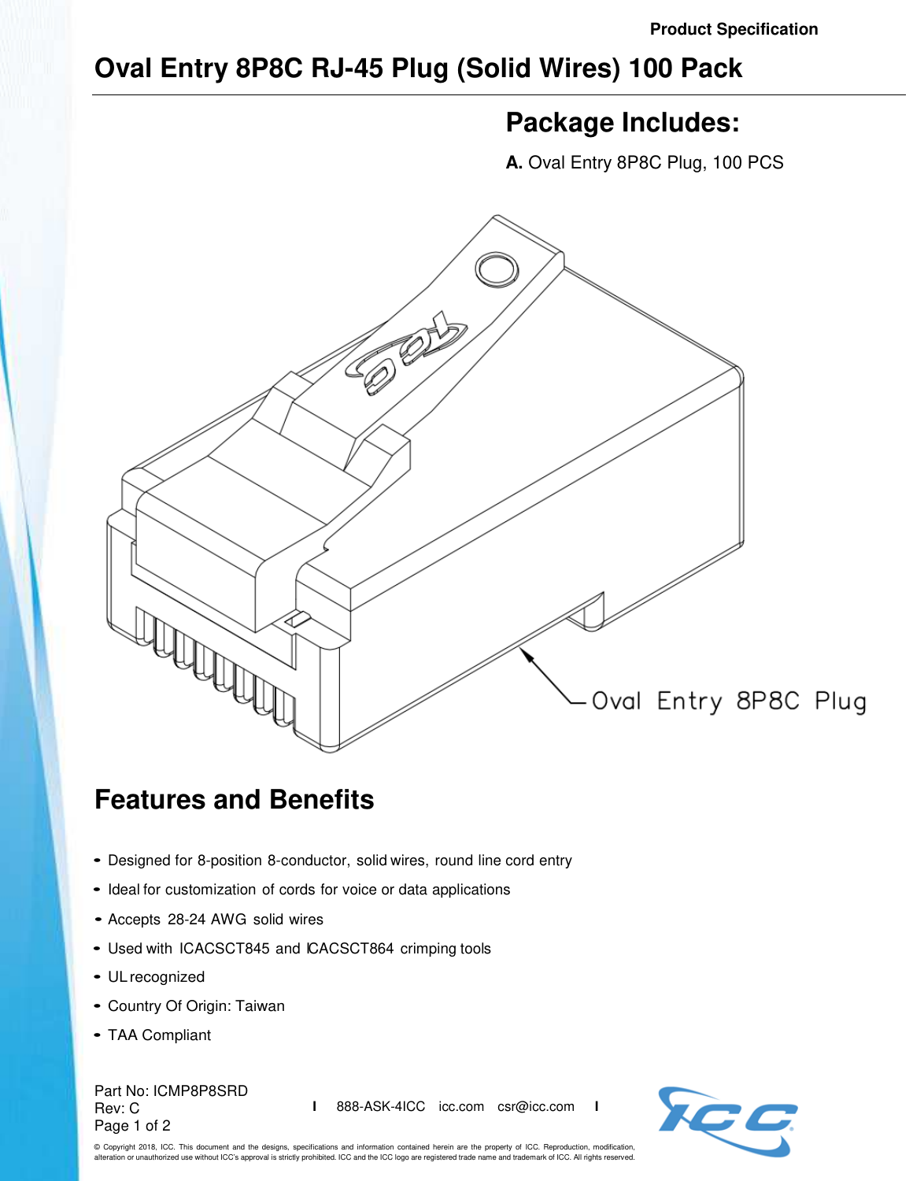Product Specification

# Oval Entry 8P8C RJ-45 Plug (Solid Wires) 100 Pack

## Package Includes:

**A.** Oval Entry 8P8C Plug, 100 PCS

Oval Entry 8P8C Plug

## Features and Benefits

- Designed for 8-position 8-conductor, solid wires, round line cord entry
- Ideal for customization of cords for voice or data applications
- Accepts 28-24 AWG solid wires
- Used with ICACSCT845 and ICACSCT864 crimping tools
- UL recognized
- Country Of Origin: Taiwan
- TAA Compliant

Part No: ICMP8P8SRD
Rev: C

888-ASK-4ICC icc.com csr@icc.com

© Copyright 2018, ICC. This document and the designs, specifications and information contained herein are the property of ICC. Reproduction, modification, alteration or unauthorized use without ICC's approval is strictly prohibited. ICC and the ICC logo are registered trade name and trademark of ICC. All rights reserved.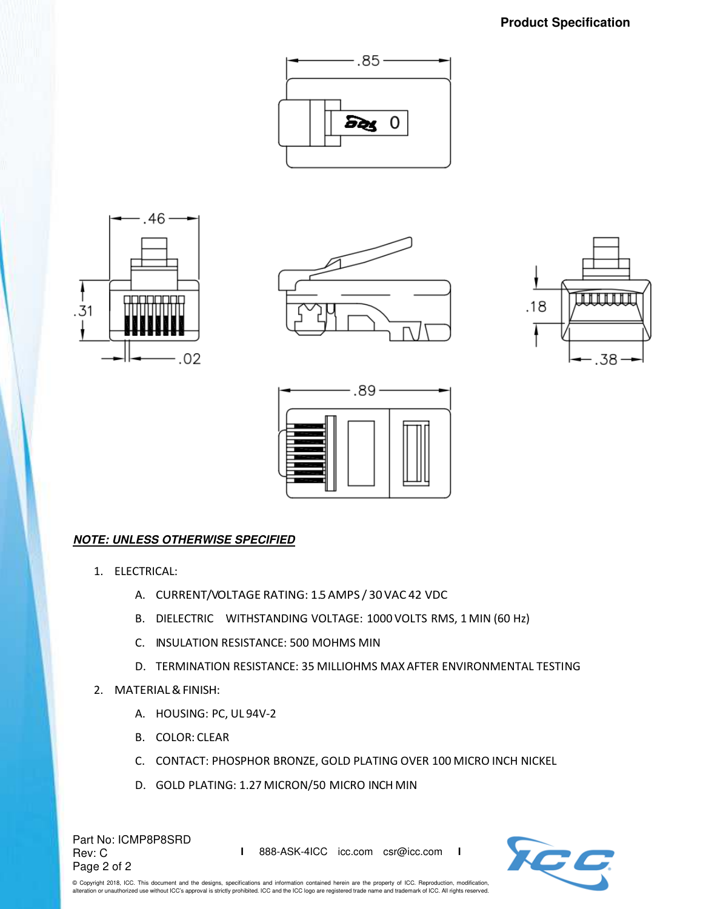Product Specification

.85

.46

.31

.02

.18

.38

.89

***NOTE: UNLESS OTHERWISE SPECIFIED***

1. ELECTRICAL:
   - A. CURRENT/VOLTAGE RATING: 1.5 AMPS / 30 VAC 42 VDC
   - B. DIELECTRIC WITHSTANDING VOLTAGE: 1000 VOLTS RMS, 1 MIN (60 Hz)
   - C. INSULATION RESISTANCE: 500 MOHMS MIN
   - D. TERMINATION RESISTANCE: 35 MILLIOHMS MAX AFTER ENVIRONMENTAL TESTING
2. MATERIAL & FINISH:
   - A. HOUSING: PC, UL 94V-2
   - B. COLOR: CLEAR
   - C. CONTACT: PHOSPHOR BRONZE, GOLD PLATING OVER 100 MICRO INCH NICKEL
   - D. GOLD PLATING: 1.27 MICRON/50 MICRO INCH MIN

Part No: ICMP8P8SRD
Rev: C

888-ASK-4ICC icc.com csr@icc.com

© Copyright 2018, ICC. This document and the designs, specifications and information contained herein are the property of ICC. Reproduction, modification, alteration or unauthorized use without ICC's approval is strictly prohibited. ICC and the ICC logo are registered trade name and trademark of ICC. All rights reserved.